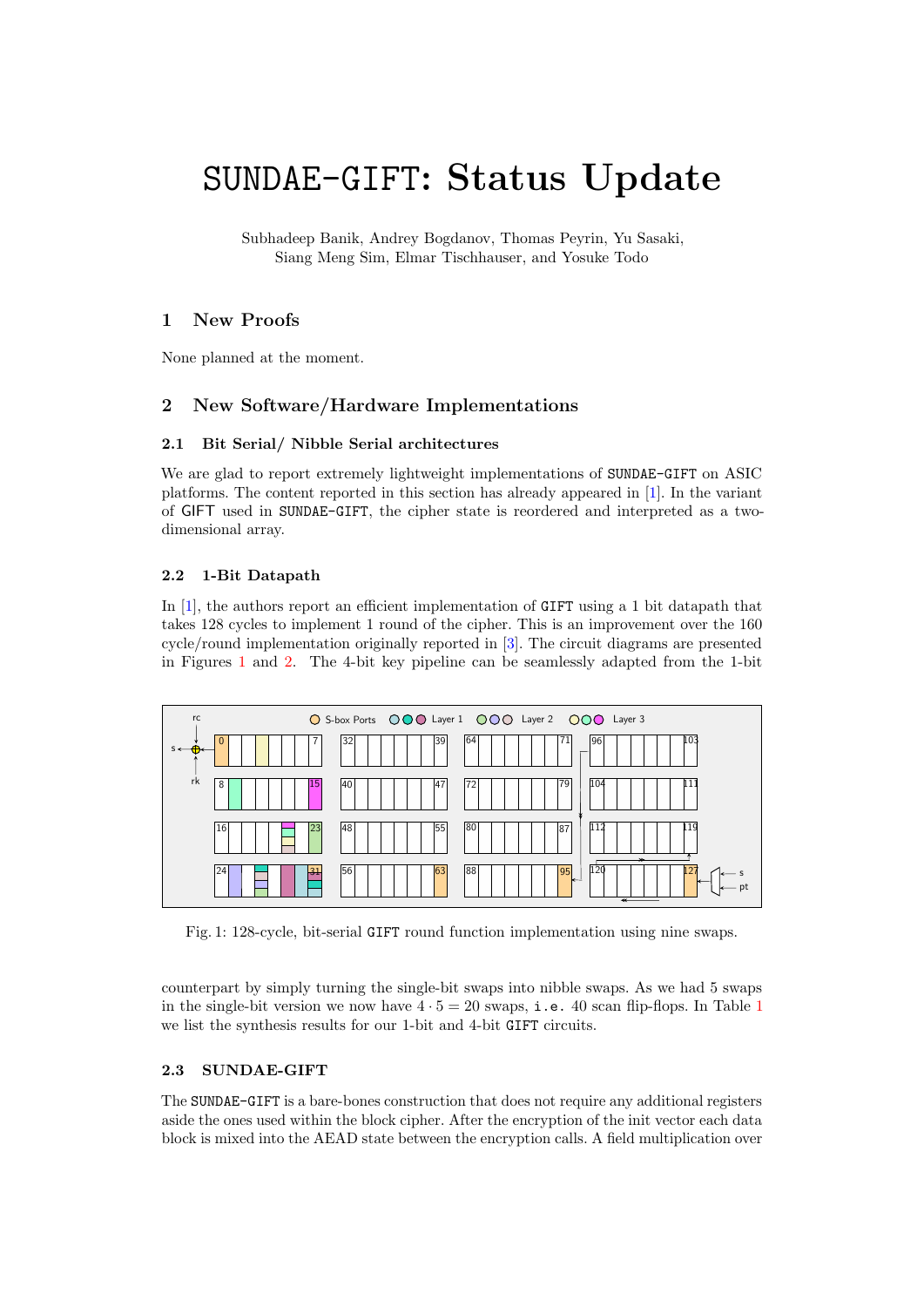# SUNDAE-GIFT: Status Update

Subhadeep Banik, Andrey Bogdanov, Thomas Peyrin, Yu Sasaki, Siang Meng Sim, Elmar Tischhauser, and Yosuke Todo

## 1 New Proofs

None planned at the moment.

## 2 New Software/Hardware Implementations

### 2.1 Bit Serial/ Nibble Serial architectures

We are glad to report extremely lightweight implementations of SUNDAE-GIFT on ASIC platforms. The content reported in this section has already appeared in [1]. In the variant of GIFT used in SUNDAE-GIFT, the cipher state is reordered and interpreted as a two-dimensional array.

### 2.2 1-Bit Datapath

In [1], the authors report an efficient implementation of GIFT using a 1 bit datapath that takes 128 cycles to implement 1 round of the cipher. This is an improvement over the 160 cycle/round implementation originally reported in [3]. The circuit diagrams are presented in Figures 1 and 2. The 4-bit key pipeline can be seamlessly adapted from the 1-bit

Fig. 1: 128-cycle, bit-serial GIFT round function implementation using nine swaps.

counterpart by simply turning the single-bit swaps into nibble swaps. As we had 5 swaps in the single-bit version we now have $4 \cdot 5 = 20$ swaps, i.e. 40 scan flip-flops. In Table 1 we list the synthesis results for our 1-bit and 4-bit GIFT circuits.

### 2.3 SUNDAE-GIFT

The SUNDAE-GIFT is a bare-bones construction that does not require any additional registers aside the ones used within the block cipher. After the encryption of the init vector each data block is mixed into the AEAD state between the encryption calls. A field multiplication over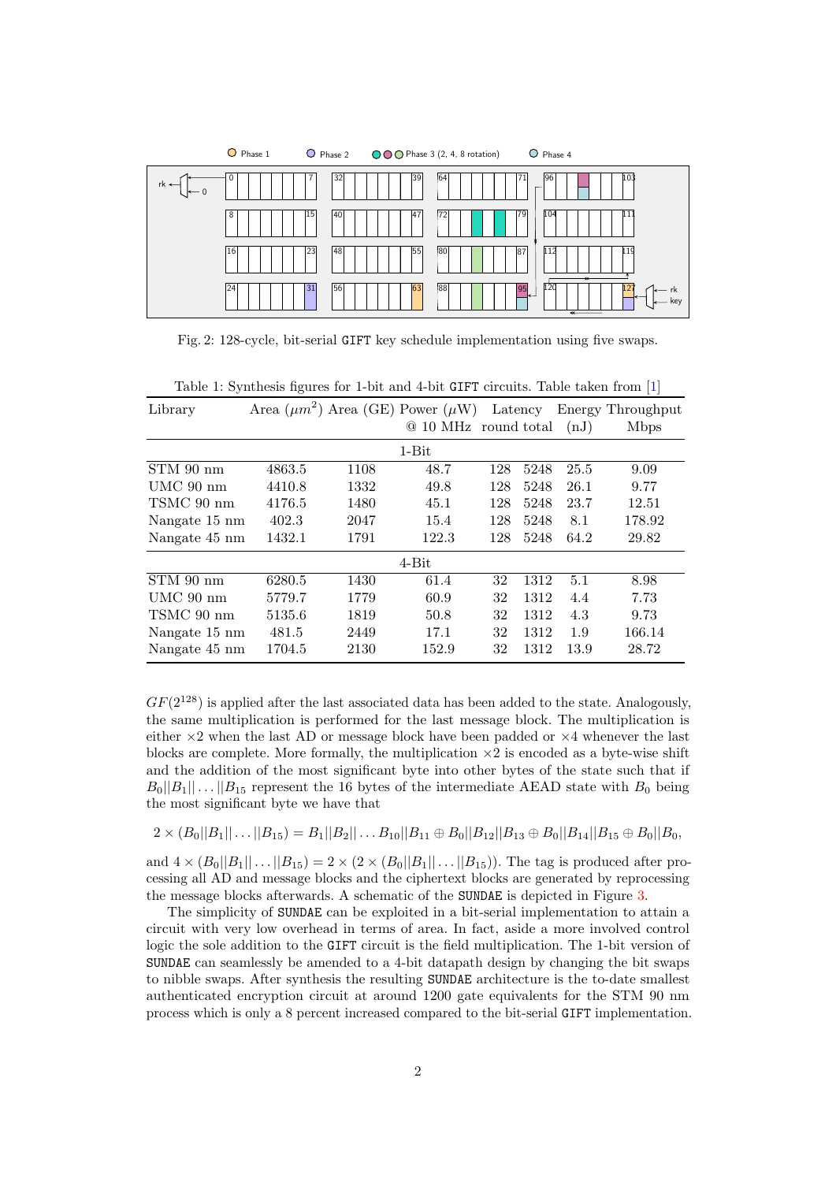Fig. 2: 128-cycle, bit-serial GIFT key schedule implementation using five swaps.

Table 1: Synthesis figures for 1-bit and 4-bit GIFT circuits. Table taken from [1]

| Library | Area ($\mu m^2$) | Area (GE) | Power ($\mu$W) @ 10 MHz | Latency round | Latency total | Energy (nJ) | Throughput Mbps |
|---|---|---|---|---|---|---|---|
| | | | 1-Bit | | | | |
| STM 90 nm | 4863.5 | 1108 | 48.7 | 128 | 5248 | 25.5 | 9.09 |
| UMC 90 nm | 4410.8 | 1332 | 49.8 | 128 | 5248 | 26.1 | 9.77 |
| TSMC 90 nm | 4176.5 | 1480 | 45.1 | 128 | 5248 | 23.7 | 12.51 |
| Nangate 15 nm | 402.3 | 2047 | 15.4 | 128 | 5248 | 8.1 | 178.92 |
| Nangate 45 nm | 1432.1 | 1791 | 122.3 | 128 | 5248 | 64.2 | 29.82 |
| | | | 4-Bit | | | | |
| STM 90 nm | 6280.5 | 1430 | 61.4 | 32 | 1312 | 5.1 | 8.98 |
| UMC 90 nm | 5779.7 | 1779 | 60.9 | 32 | 1312 | 4.4 | 7.73 |
| TSMC 90 nm | 5135.6 | 1819 | 50.8 | 32 | 1312 | 4.3 | 9.73 |
| Nangate 15 nm | 481.5 | 2449 | 17.1 | 32 | 1312 | 1.9 | 166.14 |
| Nangate 45 nm | 1704.5 | 2130 | 152.9 | 32 | 1312 | 13.9 | 28.72 |

$GF(2^{128})$ is applied after the last associated data has been added to the state. Analogously, the same multiplication is performed for the last message block. The multiplication is either $\times 2$ when the last AD or message block have been padded or $\times 4$ whenever the last blocks are complete. More formally, the multiplication $\times 2$ is encoded as a byte-wise shift and the addition of the most significant byte into other bytes of the state such that if $B_0||B_1||\dots||B_{15}$ represent the 16 bytes of the intermediate AEAD state with $B_0$ being the most significant byte we have that

$$2 \times (B_0||B_1||\dots||B_{15}) = B_1||B_2||\dots B_{10}||B_{11} \oplus B_0||B_{12}||B_{13} \oplus B_0||B_{14}||B_{15} \oplus B_0||B_0,$$

and $4 \times (B_0||B_1||\dots||B_{15}) = 2 \times (2 \times (B_0||B_1||\dots||B_{15}))$. The tag is produced after processing all AD and message blocks and the ciphertext blocks are generated by reprocessing the message blocks afterwards. A schematic of the SUNDAE is depicted in Figure 3.

The simplicity of SUNDAE can be exploited in a bit-serial implementation to attain a circuit with very low overhead in terms of area. In fact, aside a more involved control logic the sole addition to the GIFT circuit is the field multiplication. The 1-bit version of SUNDAE can seamlessly be amended to a 4-bit datapath design by changing the bit swaps to nibble swaps. After synthesis the resulting SUNDAE architecture is the to-date smallest authenticated encryption circuit at around 1200 gate equivalents for the STM 90 nm process which is only a 8 percent increased compared to the bit-serial GIFT implementation.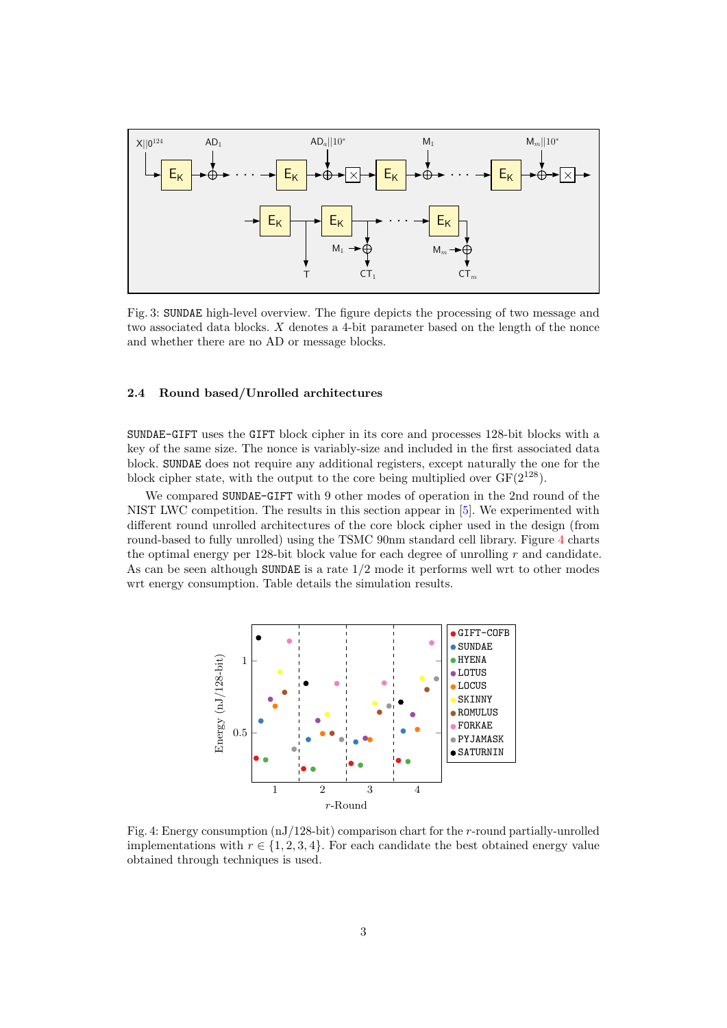Fig. 3: SUNDAE high-level overview. The figure depicts the processing of two message and two associated data blocks. $X$ denotes a 4-bit parameter based on the length of the nonce and whether there are no AD or message blocks.

### 2.4 Round based/Unrolled architectures

SUNDAE-GIFT uses the GIFT block cipher in its core and processes 128-bit blocks with a key of the same size. The nonce is variably-size and included in the first associated data block. SUNDAE does not require any additional registers, except naturally the one for the block cipher state, with the output to the core being multiplied over $\mathrm{GF}(2^{128})$.

We compared SUNDAE-GIFT with 9 other modes of operation in the 2nd round of the NIST LWC competition. The results in this section appear in [5]. We experimented with different round unrolled architectures of the core block cipher used in the design (from round-based to fully unrolled) using the TSMC 90nm standard cell library. Figure 4 charts the optimal energy per 128-bit block value for each degree of unrolling $r$ and candidate. As can be seen although SUNDAE is a rate 1/2 mode it performs well wrt to other modes wrt energy consumption. Table details the simulation results.

Fig. 4: Energy consumption (nJ/128-bit) comparison chart for the $r$-round partially-unrolled implementations with $r \in \{1, 2, 3, 4\}$. For each candidate the best obtained energy value obtained through techniques is used.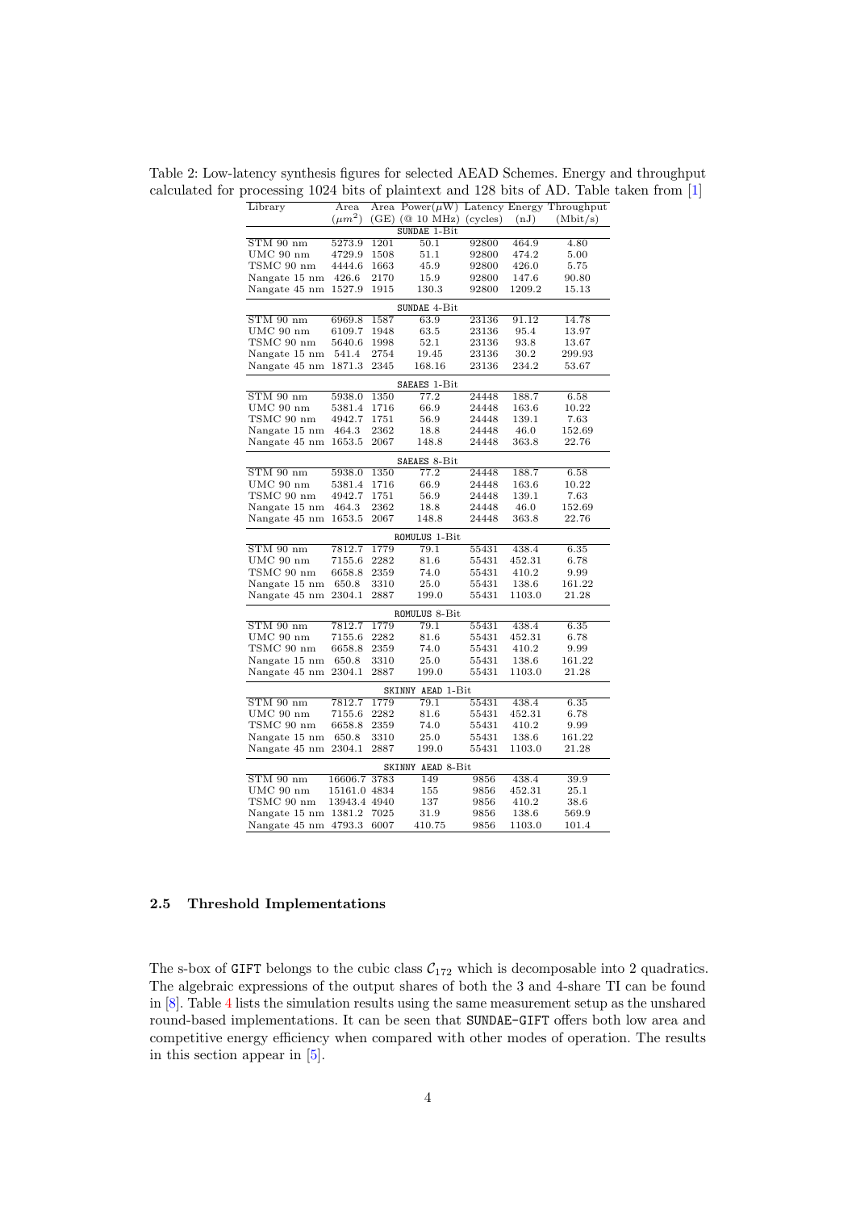Table 2: Low-latency synthesis figures for selected AEAD Schemes. Energy and throughput calculated for processing 1024 bits of plaintext and 128 bits of AD. Table taken from [1]

| Library | Area ($\mu m^2$) | Area (GE) | Power($\mu$W) (@ 10 MHz) | Latency (cycles) | Energy (nJ) | Throughput (Mbit/s) |
|---|---|---|---|---|---|---|
| | | | `SUNDAE` 1-Bit | | | |
| STM 90 nm | 5273.9 | 1201 | 50.1 | 92800 | 464.9 | 4.80 |
| UMC 90 nm | 4729.9 | 1508 | 51.1 | 92800 | 474.2 | 5.00 |
| TSMC 90 nm | 4444.6 | 1663 | 45.9 | 92800 | 426.0 | 5.75 |
| Nangate 15 nm | 426.6 | 2170 | 15.9 | 92800 | 147.6 | 90.80 |
| Nangate 45 nm | 1527.9 | 1915 | 130.3 | 92800 | 1209.2 | 15.13 |
| | | | `SUNDAE` 4-Bit | | | |
| STM 90 nm | 6969.8 | 1587 | 63.9 | 23136 | 91.12 | 14.78 |
| UMC 90 nm | 6109.7 | 1948 | 63.5 | 23136 | 95.4 | 13.97 |
| TSMC 90 nm | 5640.6 | 1998 | 52.1 | 23136 | 93.8 | 13.67 |
| Nangate 15 nm | 541.4 | 2754 | 19.45 | 23136 | 30.2 | 299.93 |
| Nangate 45 nm | 1871.3 | 2345 | 168.16 | 23136 | 234.2 | 53.67 |
| | | | `SAEAES` 1-Bit | | | |
| STM 90 nm | 5938.0 | 1350 | 77.2 | 24448 | 188.7 | 6.58 |
| UMC 90 nm | 5381.4 | 1716 | 66.9 | 24448 | 163.6 | 10.22 |
| TSMC 90 nm | 4942.7 | 1751 | 56.9 | 24448 | 139.1 | 7.63 |
| Nangate 15 nm | 464.3 | 2362 | 18.8 | 24448 | 46.0 | 152.69 |
| Nangate 45 nm | 1653.5 | 2067 | 148.8 | 24448 | 363.8 | 22.76 |
| | | | `SAEAES` 8-Bit | | | |
| STM 90 nm | 5938.0 | 1350 | 77.2 | 24448 | 188.7 | 6.58 |
| UMC 90 nm | 5381.4 | 1716 | 66.9 | 24448 | 163.6 | 10.22 |
| TSMC 90 nm | 4942.7 | 1751 | 56.9 | 24448 | 139.1 | 7.63 |
| Nangate 15 nm | 464.3 | 2362 | 18.8 | 24448 | 46.0 | 152.69 |
| Nangate 45 nm | 1653.5 | 2067 | 148.8 | 24448 | 363.8 | 22.76 |
| | | | `ROMULUS` 1-Bit | | | |
| STM 90 nm | 7812.7 | 1779 | 79.1 | 55431 | 438.4 | 6.35 |
| UMC 90 nm | 7155.6 | 2282 | 81.6 | 55431 | 452.31 | 6.78 |
| TSMC 90 nm | 6658.8 | 2359 | 74.0 | 55431 | 410.2 | 9.99 |
| Nangate 15 nm | 650.8 | 3310 | 25.0 | 55431 | 138.6 | 161.22 |
| Nangate 45 nm | 2304.1 | 2887 | 199.0 | 55431 | 1103.0 | 21.28 |
| | | | `ROMULUS` 8-Bit | | | |
| STM 90 nm | 7812.7 | 1779 | 79.1 | 55431 | 438.4 | 6.35 |
| UMC 90 nm | 7155.6 | 2282 | 81.6 | 55431 | 452.31 | 6.78 |
| TSMC 90 nm | 6658.8 | 2359 | 74.0 | 55431 | 410.2 | 9.99 |
| Nangate 15 nm | 650.8 | 3310 | 25.0 | 55431 | 138.6 | 161.22 |
| Nangate 45 nm | 2304.1 | 2887 | 199.0 | 55431 | 1103.0 | 21.28 |
| | | | `SKINNY AEAD` 1-Bit | | | |
| STM 90 nm | 7812.7 | 1779 | 79.1 | 55431 | 438.4 | 6.35 |
| UMC 90 nm | 7155.6 | 2282 | 81.6 | 55431 | 452.31 | 6.78 |
| TSMC 90 nm | 6658.8 | 2359 | 74.0 | 55431 | 410.2 | 9.99 |
| Nangate 15 nm | 650.8 | 3310 | 25.0 | 55431 | 138.6 | 161.22 |
| Nangate 45 nm | 2304.1 | 2887 | 199.0 | 55431 | 1103.0 | 21.28 |
| | | | `SKINNY AEAD` 8-Bit | | | |
| STM 90 nm | 16606.7 | 3783 | 149 | 9856 | 438.4 | 39.9 |
| UMC 90 nm | 15161.0 | 4834 | 155 | 9856 | 452.31 | 25.1 |
| TSMC 90 nm | 13943.4 | 4940 | 137 | 9856 | 410.2 | 38.6 |
| Nangate 15 nm | 1381.2 | 7025 | 31.9 | 9856 | 138.6 | 569.9 |
| Nangate 45 nm | 4793.3 | 6007 | 410.75 | 9856 | 1103.0 | 101.4 |

### 2.5 Threshold Implementations

The s-box of `GIFT` belongs to the cubic class $\mathcal{C}_{172}$ which is decomposable into 2 quadratics. The algebraic expressions of the output shares of both the 3 and 4-share TI can be found in [8]. Table 4 lists the simulation results using the same measurement setup as the unshared round-based implementations. It can be seen that `SUNDAE-GIFT` offers both low area and competitive energy efficiency when compared with other modes of operation. The results in this section appear in [5].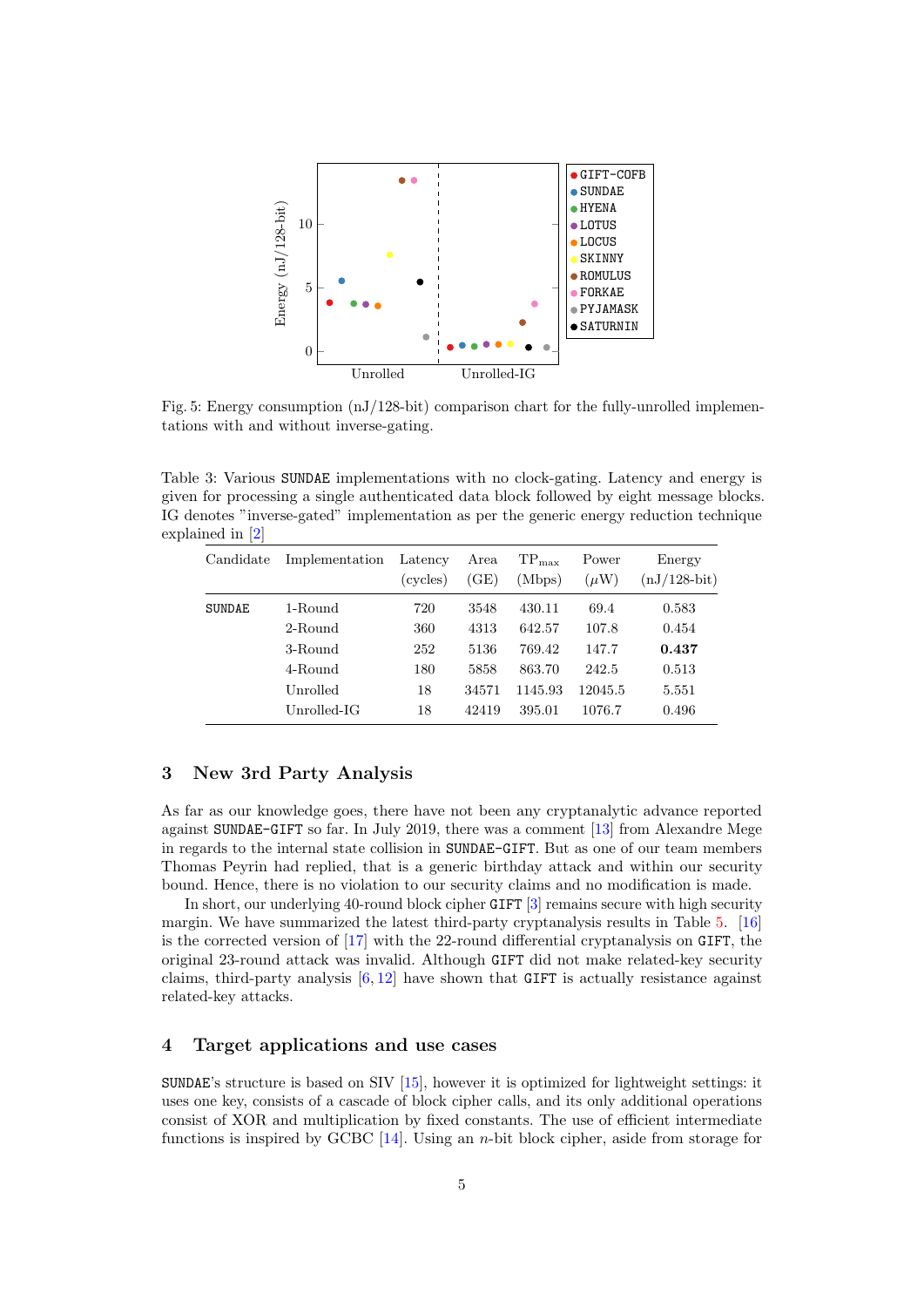Fig. 5: Energy consumption (nJ/128-bit) comparison chart for the fully-unrolled implementations with and without inverse-gating.

Table 3: Various SUNDAE implementations with no clock-gating. Latency and energy is given for processing a single authenticated data block followed by eight message blocks. IG denotes "inverse-gated" implementation as per the generic energy reduction technique explained in [2]

| Candidate | Implementation | Latency (cycles) | Area (GE) | $TP_{max}$ (Mbps) | Power ($\mu$W) | Energy (nJ/128-bit) |
|---|---|---|---|---|---|---|
| SUNDAE | 1-Round | 720 | 3548 | 430.11 | 69.4 | 0.583 |
| | 2-Round | 360 | 4313 | 642.57 | 107.8 | 0.454 |
| | 3-Round | 252 | 5136 | 769.42 | 147.7 | **0.437** |
| | 4-Round | 180 | 5858 | 863.70 | 242.5 | 0.513 |
| | Unrolled | 18 | 34571 | 1145.93 | 12045.5 | 5.551 |
| | Unrolled-IG | 18 | 42419 | 395.01 | 1076.7 | 0.496 |

## 3 New 3rd Party Analysis

As far as our knowledge goes, there have not been any cryptanalytic advance reported against SUNDAE-GIFT so far. In July 2019, there was a comment [13] from Alexandre Mege in regards to the internal state collision in SUNDAE-GIFT. But as one of our team members Thomas Peyrin had replied, that is a generic birthday attack and within our security bound. Hence, there is no violation to our security claims and no modification is made.

In short, our underlying 40-round block cipher GIFT [3] remains secure with high security margin. We have summarized the latest third-party cryptanalysis results in Table 5. [16] is the corrected version of [17] with the 22-round differential cryptanalysis on GIFT, the original 23-round attack was invalid. Although GIFT did not make related-key security claims, third-party analysis [6, 12] have shown that GIFT is actually resistance against related-key attacks.

## 4 Target applications and use cases

SUNDAE's structure is based on SIV [15], however it is optimized for lightweight settings: it uses one key, consists of a cascade of block cipher calls, and its only additional operations consist of XOR and multiplication by fixed constants. The use of efficient intermediate functions is inspired by GCBC [14]. Using an $n$-bit block cipher, aside from storage for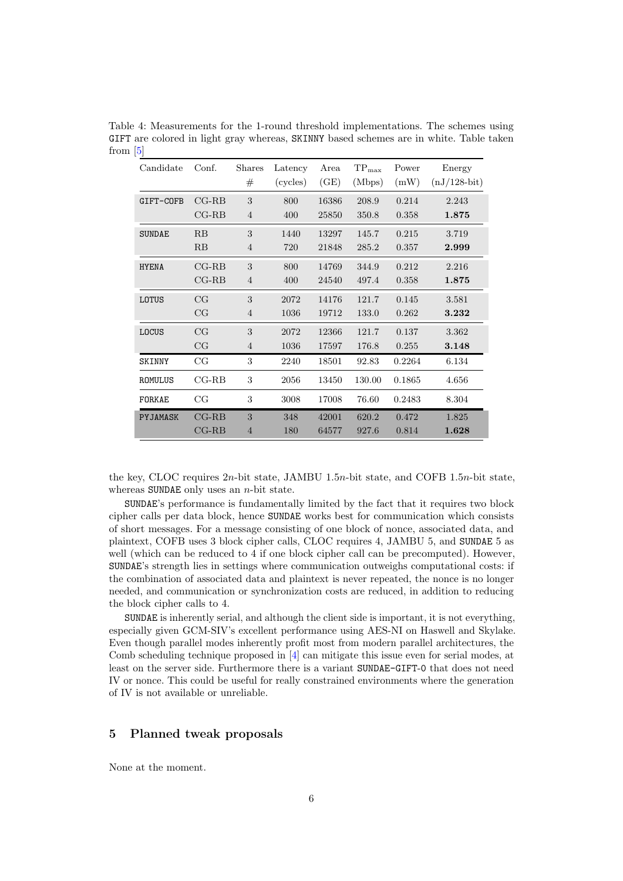Table 4: Measurements for the 1-round threshold implementations. The schemes using GIFT are colored in light gray whereas, SKINNY based schemes are in white. Table taken from [5]

| Candidate | Conf. | Shares # | Latency (cycles) | Area (GE) | $TP_{max}$ (Mbps) | Power (mW) | Energy (nJ/128-bit) |
|---|---|---|---|---|---|---|---|
| GIFT-COFB | CG-RB | 3 | 800 | 16386 | 208.9 | 0.214 | 2.243 |
| | CG-RB | 4 | 400 | 25850 | 350.8 | 0.358 | **1.875** |
| SUNDAE | RB | 3 | 1440 | 13297 | 145.7 | 0.215 | 3.719 |
| | RB | 4 | 720 | 21848 | 285.2 | 0.357 | **2.999** |
| HYENA | CG-RB | 3 | 800 | 14769 | 344.9 | 0.212 | 2.216 |
| | CG-RB | 4 | 400 | 24540 | 497.4 | 0.358 | **1.875** |
| LOTUS | CG | 3 | 2072 | 14176 | 121.7 | 0.145 | 3.581 |
| | CG | 4 | 1036 | 19712 | 133.0 | 0.262 | **3.232** |
| LOCUS | CG | 3 | 2072 | 12366 | 121.7 | 0.137 | 3.362 |
| | CG | 4 | 1036 | 17597 | 176.8 | 0.255 | **3.148** |
| SKINNY | CG | 3 | 2240 | 18501 | 92.83 | 0.2264 | 6.134 |
| ROMULUS | CG-RB | 3 | 2056 | 13450 | 130.00 | 0.1865 | 4.656 |
| FORKAE | CG | 3 | 3008 | 17008 | 76.60 | 0.2483 | 8.304 |
| PYJAMASK | CG-RB | 3 | 348 | 42001 | 620.2 | 0.472 | 1.825 |
| | CG-RB | 4 | 180 | 64577 | 927.6 | 0.814 | **1.628** |

the key, CLOC requires $2n$-bit state, JAMBU $1.5n$-bit state, and COFB $1.5n$-bit state, whereas SUNDAE only uses an $n$-bit state.

SUNDAE's performance is fundamentally limited by the fact that it requires two block cipher calls per data block, hence SUNDAE works best for communication which consists of short messages. For a message consisting of one block of nonce, associated data, and plaintext, COFB uses 3 block cipher calls, CLOC requires 4, JAMBU 5, and SUNDAE 5 as well (which can be reduced to 4 if one block cipher call can be precomputed). However, SUNDAE's strength lies in settings where communication outweighs computational costs: if the combination of associated data and plaintext is never repeated, the nonce is no longer needed, and communication or synchronization costs are reduced, in addition to reducing the block cipher calls to 4.

SUNDAE is inherently serial, and although the client side is important, it is not everything, especially given GCM-SIV's excellent performance using AES-NI on Haswell and Skylake. Even though parallel modes inherently profit most from modern parallel architectures, the Comb scheduling technique proposed in [4] can mitigate this issue even for serial modes, at least on the server side. Furthermore there is a variant SUNDAE-GIFT-0 that does not need IV or nonce. This could be useful for really constrained environments where the generation of IV is not available or unreliable.

## 5 Planned tweak proposals

None at the moment.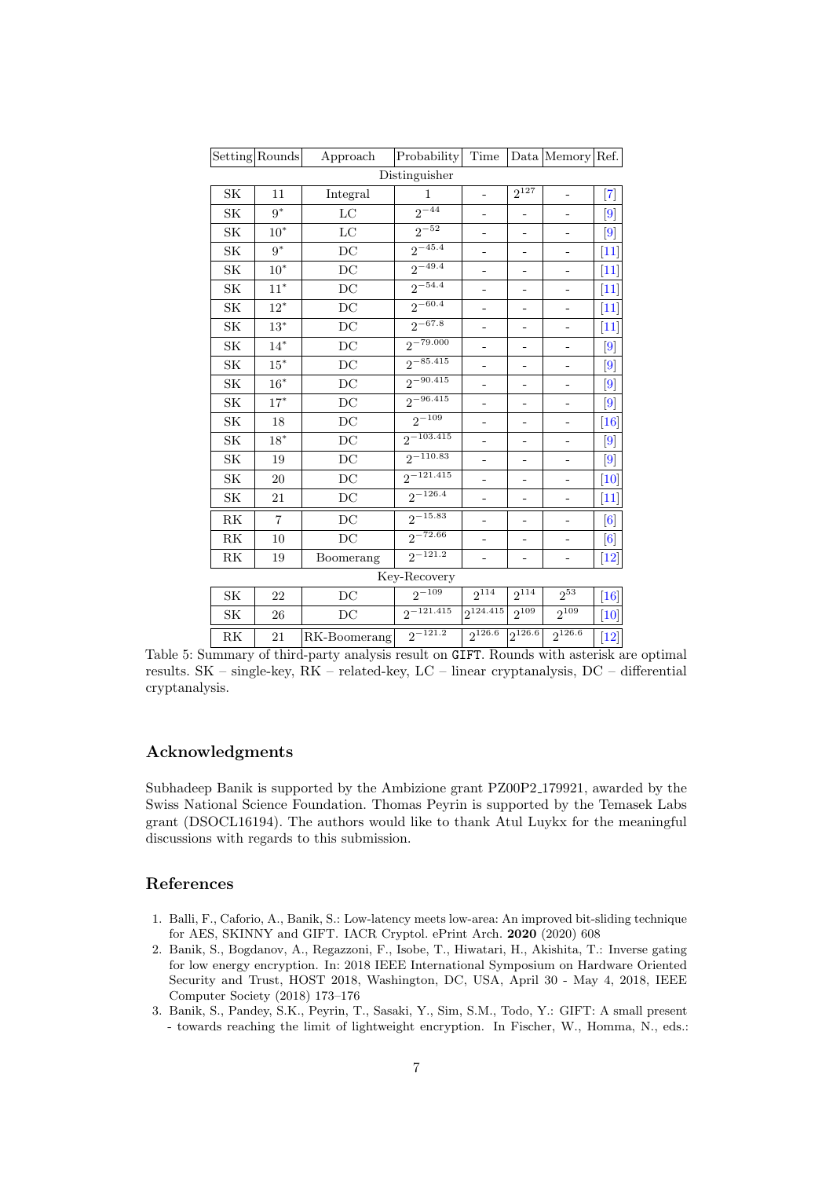| Setting | Rounds | Approach | Probability | Time | Data | Memory | Ref. |
|---|---|---|---|---|---|---|---|
| Distinguisher | | | | | | | |
| SK | 11 | Integral | 1 | - | $2^{127}$ | - | [7] |
| SK | $9^*$ | LC | $2^{-44}$ | - | - | - | [9] |
| SK | $10^*$ | LC | $2^{-52}$ | - | - | - | [9] |
| SK | $9^*$ | DC | $2^{-45.4}$ | - | - | - | [11] |
| SK | $10^*$ | DC | $2^{-49.4}$ | - | - | - | [11] |
| SK | $11^*$ | DC | $2^{-54.4}$ | - | - | - | [11] |
| SK | $12^*$ | DC | $2^{-60.4}$ | - | - | - | [11] |
| SK | $13^*$ | DC | $2^{-67.8}$ | - | - | - | [11] |
| SK | $14^*$ | DC | $2^{-79.000}$ | - | - | - | [9] |
| SK | $15^*$ | DC | $2^{-85.415}$ | - | - | - | [9] |
| SK | $16^*$ | DC | $2^{-90.415}$ | - | - | - | [9] |
| SK | $17^*$ | DC | $2^{-96.415}$ | - | - | - | [9] |
| SK | 18 | DC | $2^{-109}$ | - | - | - | [16] |
| SK | $18^*$ | DC | $2^{-103.415}$ | - | - | - | [9] |
| SK | 19 | DC | $2^{-110.83}$ | - | - | - | [9] |
| SK | 20 | DC | $2^{-121.415}$ | - | - | - | [10] |
| SK | 21 | DC | $2^{-126.4}$ | - | - | - | [11] |
| RK | 7 | DC | $2^{-15.83}$ | - | - | - | [6] |
| RK | 10 | DC | $2^{-72.66}$ | - | - | - | [6] |
| RK | 19 | Boomerang | $2^{-121.2}$ | - | - | - | [12] |
| Key-Recovery | | | | | | | |
| SK | 22 | DC | $2^{-109}$ | $2^{114}$ | $2^{114}$ | $2^{53}$ | [16] |
| SK | 26 | DC | $2^{-121.415}$ | $2^{124.415}$ | $2^{109}$ | $2^{109}$ | [10] |
| RK | 21 | RK-Boomerang | $2^{-121.2}$ | $2^{126.6}$ | $2^{126.6}$ | $2^{126.6}$ | [12] |

Table 5: Summary of third-party analysis result on GIFT. Rounds with asterisk are optimal results. SK – single-key, RK – related-key, LC – linear cryptanalysis, DC – differential cryptanalysis.

## Acknowledgments

Subhadeep Banik is supported by the Ambizione grant PZ00P2_179921, awarded by the Swiss National Science Foundation. Thomas Peyrin is supported by the Temasek Labs grant (DSOCL16194). The authors would like to thank Atul Luykx for the meaningful discussions with regards to this submission.

## References

1. Balli, F., Caforio, A., Banik, S.: Low-latency meets low-area: An improved bit-sliding technique for AES, SKINNY and GIFT. IACR Cryptol. ePrint Arch. **2020** (2020) 608
2. Banik, S., Bogdanov, A., Regazzoni, F., Isobe, T., Hiwatari, H., Akishita, T.: Inverse gating for low energy encryption. In: 2018 IEEE International Symposium on Hardware Oriented Security and Trust, HOST 2018, Washington, DC, USA, April 30 - May 4, 2018, IEEE Computer Society (2018) 173–176
3. Banik, S., Pandey, S.K., Peyrin, T., Sasaki, Y., Sim, S.M., Todo, Y.: GIFT: A small present - towards reaching the limit of lightweight encryption. In Fischer, W., Homma, N., eds.: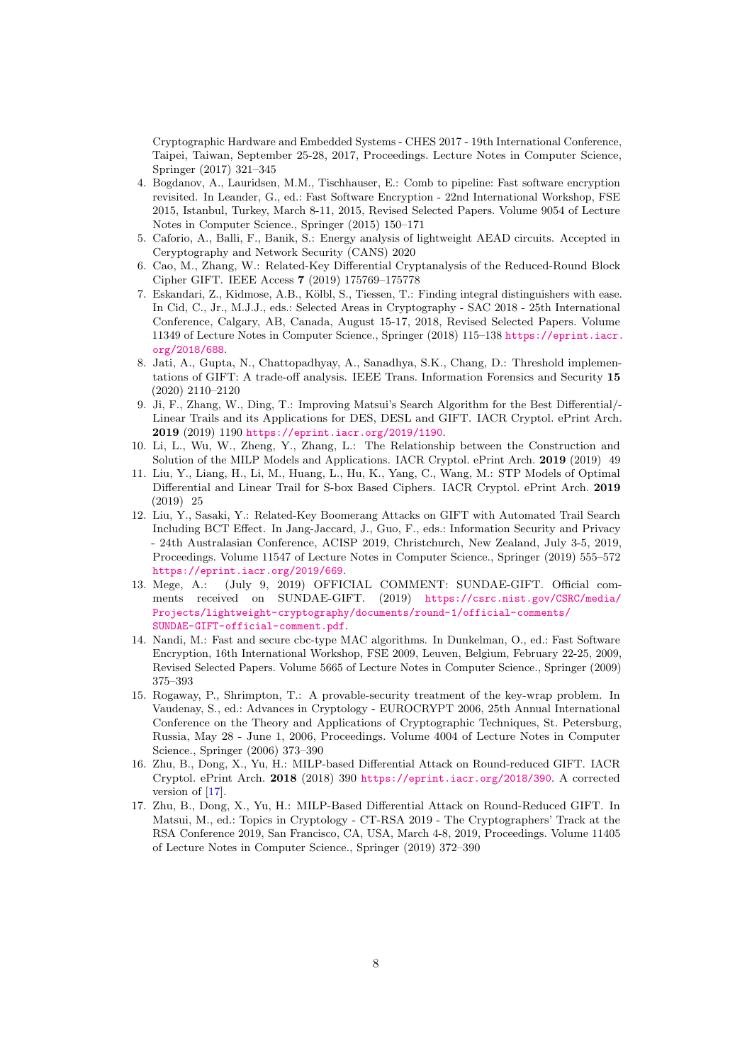Cryptographic Hardware and Embedded Systems - CHES 2017 - 19th International Conference, Taipei, Taiwan, September 25-28, 2017, Proceedings. Lecture Notes in Computer Science, Springer (2017) 321–345

4. Bogdanov, A., Lauridsen, M.M., Tischhauser, E.: Comb to pipeline: Fast software encryption revisited. In Leander, G., ed.: Fast Software Encryption - 22nd International Workshop, FSE 2015, Istanbul, Turkey, March 8-11, 2015, Revised Selected Papers. Volume 9054 of Lecture Notes in Computer Science., Springer (2015) 150–171
5. Caforio, A., Balli, F., Banik, S.: Energy analysis of lightweight AEAD circuits. Accepted in Ceryptography and Network Security (CANS) 2020
6. Cao, M., Zhang, W.: Related-Key Differential Cryptanalysis of the Reduced-Round Block Cipher GIFT. IEEE Access **7** (2019) 175769–175778
7. Eskandari, Z., Kidmose, A.B., Kölbl, S., Tiessen, T.: Finding integral distinguishers with ease. In Cid, C., Jr., M.J.J., eds.: Selected Areas in Cryptography - SAC 2018 - 25th International Conference, Calgary, AB, Canada, August 15-17, 2018, Revised Selected Papers. Volume 11349 of Lecture Notes in Computer Science., Springer (2018) 115–138 https://eprint.iacr.org/2018/688.
8. Jati, A., Gupta, N., Chattopadhyay, A., Sanadhya, S.K., Chang, D.: Threshold implementations of GIFT: A trade-off analysis. IEEE Trans. Information Forensics and Security **15** (2020) 2110–2120
9. Ji, F., Zhang, W., Ding, T.: Improving Matsui's Search Algorithm for the Best Differential/-Linear Trails and its Applications for DES, DESL and GIFT. IACR Cryptol. ePrint Arch. **2019** (2019) 1190 https://eprint.iacr.org/2019/1190.
10. Li, L., Wu, W., Zheng, Y., Zhang, L.: The Relationship between the Construction and Solution of the MILP Models and Applications. IACR Cryptol. ePrint Arch. **2019** (2019) 49
11. Liu, Y., Liang, H., Li, M., Huang, L., Hu, K., Yang, C., Wang, M.: STP Models of Optimal Differential and Linear Trail for S-box Based Ciphers. IACR Cryptol. ePrint Arch. **2019** (2019) 25
12. Liu, Y., Sasaki, Y.: Related-Key Boomerang Attacks on GIFT with Automated Trail Search Including BCT Effect. In Jang-Jaccard, J., Guo, F., eds.: Information Security and Privacy - 24th Australasian Conference, ACISP 2019, Christchurch, New Zealand, July 3-5, 2019, Proceedings. Volume 11547 of Lecture Notes in Computer Science., Springer (2019) 555–572 https://eprint.iacr.org/2019/669.
13. Mege, A.: (July 9, 2019) OFFICIAL COMMENT: SUNDAE-GIFT. Official comments received on SUNDAE-GIFT. (2019) https://csrc.nist.gov/CSRC/media/Projects/lightweight-cryptography/documents/round-1/official-comments/SUNDAE-GIFT-official-comment.pdf.
14. Nandi, M.: Fast and secure cbc-type MAC algorithms. In Dunkelman, O., ed.: Fast Software Encryption, 16th International Workshop, FSE 2009, Leuven, Belgium, February 22-25, 2009, Revised Selected Papers. Volume 5665 of Lecture Notes in Computer Science., Springer (2009) 375–393
15. Rogaway, P., Shrimpton, T.: A provable-security treatment of the key-wrap problem. In Vaudenay, S., ed.: Advances in Cryptology - EUROCRYPT 2006, 25th Annual International Conference on the Theory and Applications of Cryptographic Techniques, St. Petersburg, Russia, May 28 - June 1, 2006, Proceedings. Volume 4004 of Lecture Notes in Computer Science., Springer (2006) 373–390
16. Zhu, B., Dong, X., Yu, H.: MILP-based Differential Attack on Round-reduced GIFT. IACR Cryptol. ePrint Arch. **2018** (2018) 390 https://eprint.iacr.org/2018/390. A corrected version of [17].
17. Zhu, B., Dong, X., Yu, H.: MILP-Based Differential Attack on Round-Reduced GIFT. In Matsui, M., ed.: Topics in Cryptology - CT-RSA 2019 - The Cryptographers' Track at the RSA Conference 2019, San Francisco, CA, USA, March 4-8, 2019, Proceedings. Volume 11405 of Lecture Notes in Computer Science., Springer (2019) 372–390